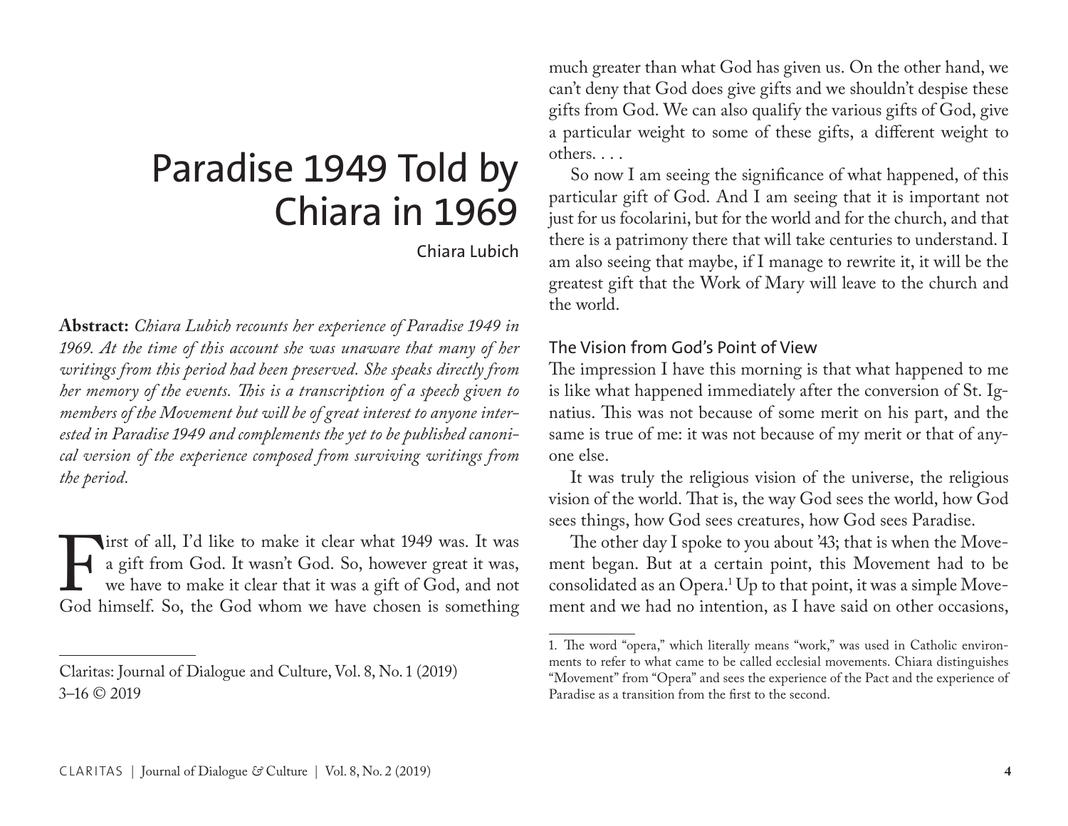# Paradise 1949 Told by Chiara in 1969

Chiara Lubich

**Abstract:** *Chiara Lubich recounts her experience of Paradise 1949 in 1969. At the time of this account she was unaware that many of her writings from this period had been preserved. She speaks directly from her memory of the events. This is a transcription of a speech given to members of the Movement but will be of great interest to anyone interested in Paradise 1949 and complements the yet to be published canonical version of the experience composed from surviving writings from the period.*

First of all, I'd like to make it clear what 1949 was. It was a gift from God. It wasn't God. So, however great it was, we have to make it clear that it was a gift of God, and not God himself. So, the God whom we have chosen is something much greater than what God has given us. On the other hand, we can't deny that God does give gifts and we shouldn't despise these gifts from God. We can also qualify the various gifts of God, give a particular weight to some of these gifts, a different weight to others. . . .

So now I am seeing the significance of what happened, of this particular gift of God. And I am seeing that it is important not just for us focolarini, but for the world and for the church, and that there is a patrimony there that will take centuries to understand. I am also seeing that maybe, if I manage to rewrite it, it will be the greatest gift that the Work of Mary will leave to the church and the world.

## The Vision from God's Point of View

The impression I have this morning is that what happened to me is like what happened immediately after the conversion of St. Ignatius. This was not because of some merit on his part, and the same is true of me: it was not because of my merit or that of anyone else.

It was truly the religious vision of the universe, the religious vision of the world. That is, the way God sees the world, how God sees things, how God sees creatures, how God sees Paradise.

The other day I spoke to you about '43; that is when the Movement began. But at a certain point, this Movement had to be consolidated as an Opera.[1] Up to that point, it was a simple Movement and we had no intention, as I have said on other occasions,

Claritas: Journal of Dialogue and Culture, Vol. 8, No. 1 (2019) 3–16 © 2019

1. The word "opera," which literally means "work," was used in Catholic environments to refer to what came to be called ecclesial movements. Chiara distinguishes "Movement" from "Opera" and sees the experience of the Pact and the experience of Paradise as a transition from the first to the second.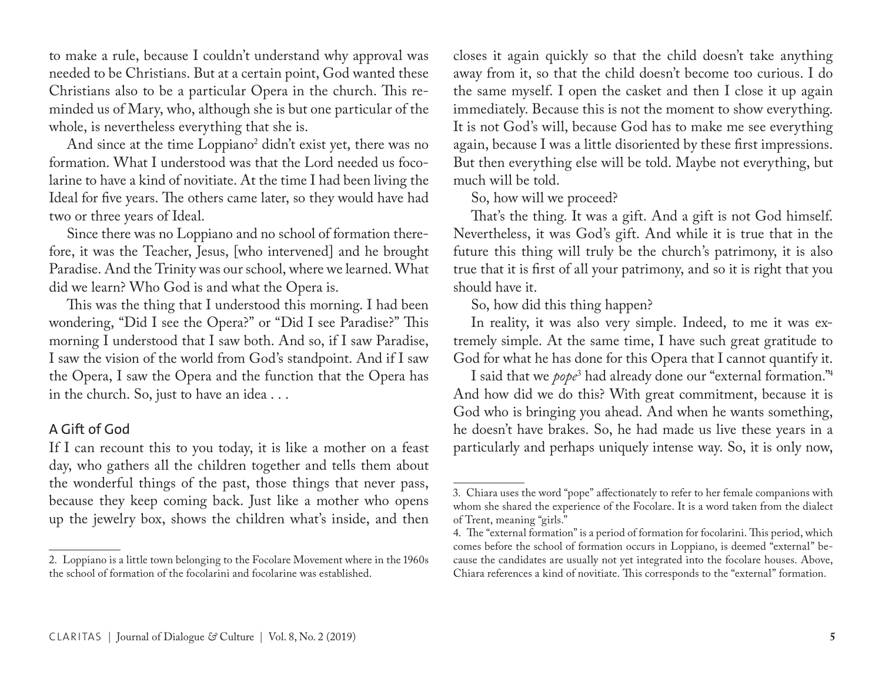to make a rule, because I couldn't understand why approval was needed to be Christians. But at a certain point, God wanted these Christians also to be a particular Opera in the church. This reminded us of Mary, who, although she is but one particular of the whole, is nevertheless everything that she is.

And since at the time Loppiano[2] didn't exist yet, there was no formation. What I understood was that the Lord needed us focolarine to have a kind of novitiate. At the time I had been living the Ideal for five years. The others came later, so they would have had two or three years of Ideal.

Since there was no Loppiano and no school of formation therefore, it was the Teacher, Jesus, [who intervened] and he brought Paradise. And the Trinity was our school, where we learned. What did we learn? Who God is and what the Opera is.

This was the thing that I understood this morning. I had been wondering, "Did I see the Opera?" or "Did I see Paradise?" This morning I understood that I saw both. And so, if I saw Paradise, I saw the vision of the world from God's standpoint. And if I saw the Opera, I saw the Opera and the function that the Opera has in the church. So, just to have an idea . . .

## A Gift of God

If I can recount this to you today, it is like a mother on a feast day, who gathers all the children together and tells them about the wonderful things of the past, those things that never pass, because they keep coming back. Just like a mother who opens up the jewelry box, shows the children what's inside, and then closes it again quickly so that the child doesn't take anything away from it, so that the child doesn't become too curious. I do the same myself. I open the casket and then I close it up again immediately. Because this is not the moment to show everything. It is not God's will, because God has to make me see everything again, because I was a little disoriented by these first impressions. But then everything else will be told. Maybe not everything, but much will be told.

So, how will we proceed?

That's the thing. It was a gift. And a gift is not God himself. Nevertheless, it was God's gift. And while it is true that in the future this thing will truly be the church's patrimony, it is also true that it is first of all your patrimony, and so it is right that you should have it.

So, how did this thing happen?

In reality, it was also very simple. Indeed, to me it was extremely simple. At the same time, I have such great gratitude to God for what he has done for this Opera that I cannot quantify it.

I said that we *pope*[3] had already done our "external formation."[4] And how did we do this? With great commitment, because it is God who is bringing you ahead. And when he wants something, he doesn't have brakes. So, he had made us live these years in a particularly and perhaps uniquely intense way. So, it is only now,

---

2. Loppiano is a little town belonging to the Focolare Movement where in the 1960s the school of formation of the focolarini and focolarine was established.

3. Chiara uses the word "pope" affectionately to refer to her female companions with whom she shared the experience of the Focolare. It is a word taken from the dialect of Trent, meaning "girls."

4. The "external formation" is a period of formation for focolarini. This period, which comes before the school of formation occurs in Loppiano, is deemed "external" because the candidates are usually not yet integrated into the focolare houses. Above, Chiara references a kind of novitiate. This corresponds to the "external" formation.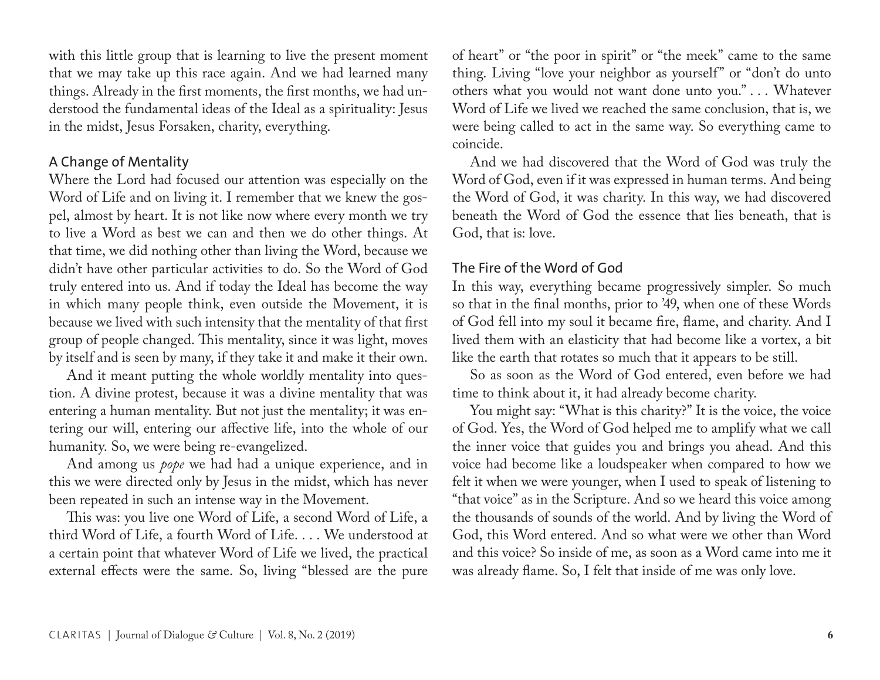with this little group that is learning to live the present moment that we may take up this race again. And we had learned many things. Already in the first moments, the first months, we had understood the fundamental ideas of the Ideal as a spirituality: Jesus in the midst, Jesus Forsaken, charity, everything.

## A Change of Mentality

Where the Lord had focused our attention was especially on the Word of Life and on living it. I remember that we knew the gospel, almost by heart. It is not like now where every month we try to live a Word as best we can and then we do other things. At that time, we did nothing other than living the Word, because we didn't have other particular activities to do. So the Word of God truly entered into us. And if today the Ideal has become the way in which many people think, even outside the Movement, it is because we lived with such intensity that the mentality of that first group of people changed. This mentality, since it was light, moves by itself and is seen by many, if they take it and make it their own.

And it meant putting the whole worldly mentality into question. A divine protest, because it was a divine mentality that was entering a human mentality. But not just the mentality; it was entering our will, entering our affective life, into the whole of our humanity. So, we were being re-evangelized.

And among us *pope* we had had a unique experience, and in this we were directed only by Jesus in the midst, which has never been repeated in such an intense way in the Movement.

This was: you live one Word of Life, a second Word of Life, a third Word of Life, a fourth Word of Life. . . . We understood at a certain point that whatever Word of Life we lived, the practical external effects were the same. So, living "blessed are the pure of heart" or "the poor in spirit" or "the meek" came to the same thing. Living "love your neighbor as yourself" or "don't do unto others what you would not want done unto you." . . . Whatever Word of Life we lived we reached the same conclusion, that is, we were being called to act in the same way. So everything came to coincide.

And we had discovered that the Word of God was truly the Word of God, even if it was expressed in human terms. And being the Word of God, it was charity. In this way, we had discovered beneath the Word of God the essence that lies beneath, that is God, that is: love.

## The Fire of the Word of God

In this way, everything became progressively simpler. So much so that in the final months, prior to '49, when one of these Words of God fell into my soul it became fire, flame, and charity. And I lived them with an elasticity that had become like a vortex, a bit like the earth that rotates so much that it appears to be still.

So as soon as the Word of God entered, even before we had time to think about it, it had already become charity.

You might say: "What is this charity?" It is the voice, the voice of God. Yes, the Word of God helped me to amplify what we call the inner voice that guides you and brings you ahead. And this voice had become like a loudspeaker when compared to how we felt it when we were younger, when I used to speak of listening to "that voice" as in the Scripture. And so we heard this voice among the thousands of sounds of the world. And by living the Word of God, this Word entered. And so what were we other than Word and this voice? So inside of me, as soon as a Word came into me it was already flame. So, I felt that inside of me was only love.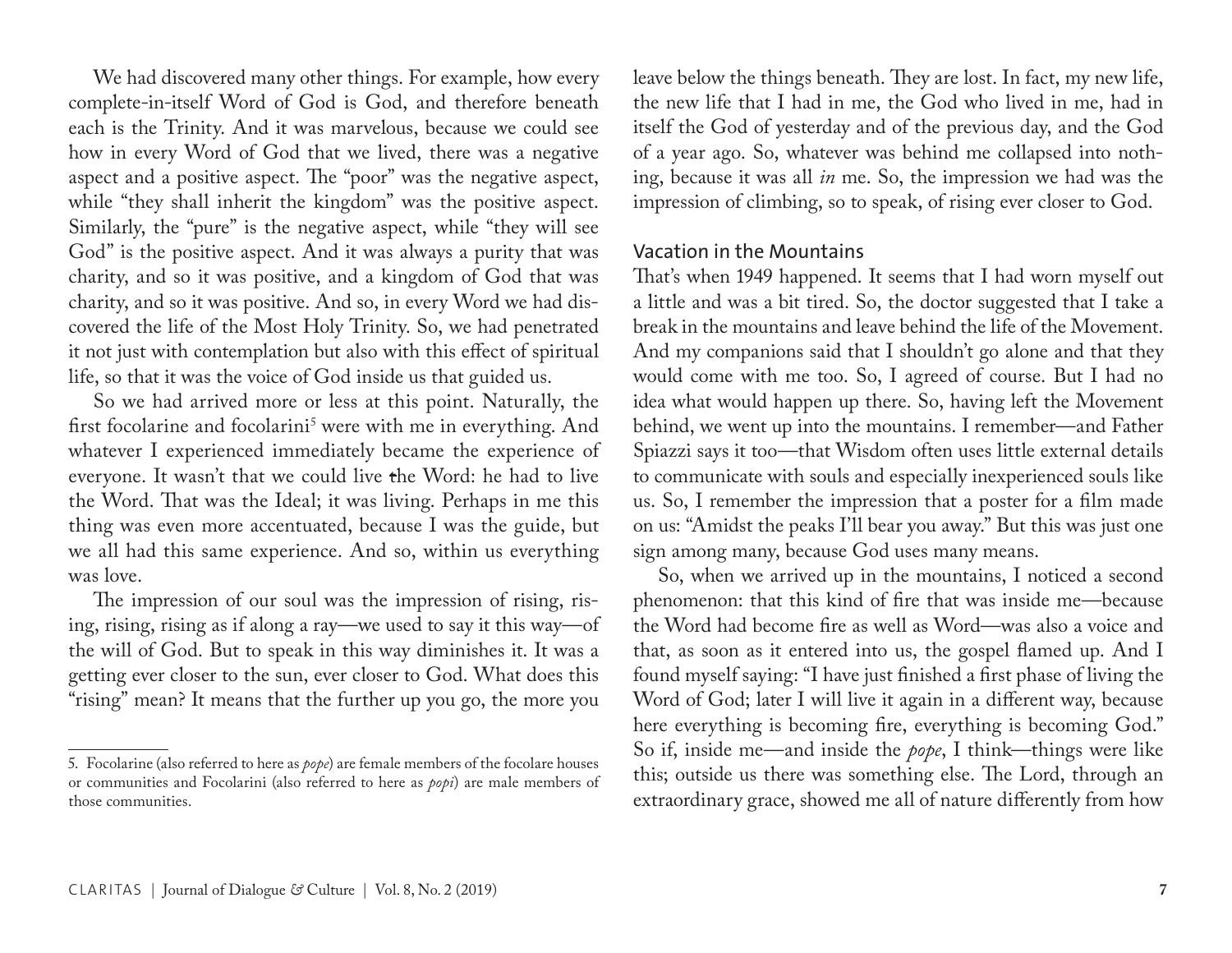We had discovered many other things. For example, how every complete-in-itself Word of God is God, and therefore beneath each is the Trinity. And it was marvelous, because we could see how in every Word of God that we lived, there was a negative aspect and a positive aspect. The "poor" was the negative aspect, while "they shall inherit the kingdom" was the positive aspect. Similarly, the "pure" is the negative aspect, while "they will see God" is the positive aspect. And it was always a purity that was charity, and so it was positive, and a kingdom of God that was charity, and so it was positive. And so, in every Word we had discovered the life of the Most Holy Trinity. So, we had penetrated it not just with contemplation but also with this effect of spiritual life, so that it was the voice of God inside us that guided us.

So we had arrived more or less at this point. Naturally, the first focolarine and focolarini[5] were with me in everything. And whatever I experienced immediately became the experience of everyone. It wasn't that we could live the Word: he had to live the Word. That was the Ideal; it was living. Perhaps in me this thing was even more accentuated, because I was the guide, but we all had this same experience. And so, within us everything was love.

The impression of our soul was the impression of rising, rising, rising, rising as if along a ray—we used to say it this way—of the will of God. But to speak in this way diminishes it. It was a getting ever closer to the sun, ever closer to God. What does this "rising" mean? It means that the further up you go, the more you leave below the things beneath. They are lost. In fact, my new life, the new life that I had in me, the God who lived in me, had in itself the God of yesterday and of the previous day, and the God of a year ago. So, whatever was behind me collapsed into nothing, because it was all *in* me. So, the impression we had was the impression of climbing, so to speak, of rising ever closer to God.

## Vacation in the Mountains

That's when 1949 happened. It seems that I had worn myself out a little and was a bit tired. So, the doctor suggested that I take a break in the mountains and leave behind the life of the Movement. And my companions said that I shouldn't go alone and that they would come with me too. So, I agreed of course. But I had no idea what would happen up there. So, having left the Movement behind, we went up into the mountains. I remember—and Father Spiazzi says it too—that Wisdom often uses little external details to communicate with souls and especially inexperienced souls like us. So, I remember the impression that a poster for a film made on us: "Amidst the peaks I'll bear you away." But this was just one sign among many, because God uses many means.

So, when we arrived up in the mountains, I noticed a second phenomenon: that this kind of fire that was inside me—because the Word had become fire as well as Word—was also a voice and that, as soon as it entered into us, the gospel flamed up. And I found myself saying: "I have just finished a first phase of living the Word of God; later I will live it again in a different way, because here everything is becoming fire, everything is becoming God." So if, inside me—and inside the *pope*, I think—things were like this; outside us there was something else. The Lord, through an extraordinary grace, showed me all of nature differently from how

5. Focolarine (also referred to here as *pope*) are female members of the focolare houses or communities and Focolarini (also referred to here as *popi*) are male members of those communities.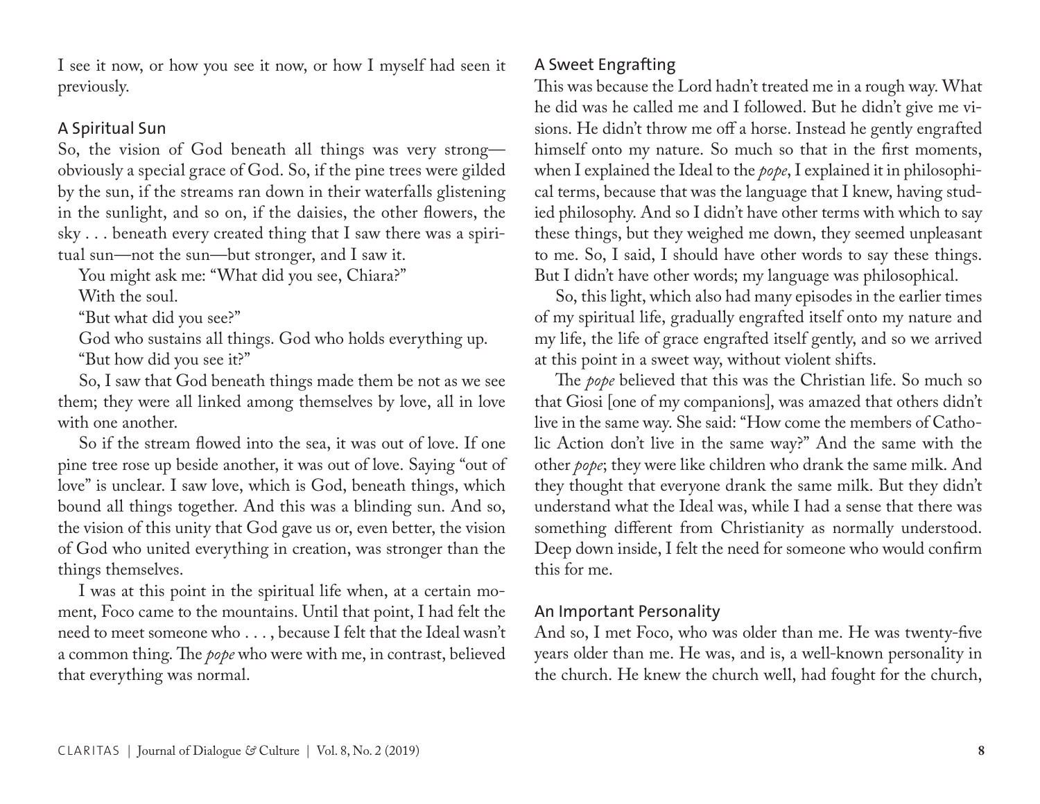I see it now, or how you see it now, or how I myself had seen it previously.

### A Spiritual Sun

So, the vision of God beneath all things was very strong—obviously a special grace of God. So, if the pine trees were gilded by the sun, if the streams ran down in their waterfalls glistening in the sunlight, and so on, if the daisies, the other flowers, the sky . . . beneath every created thing that I saw there was a spiritual sun—not the sun—but stronger, and I saw it.

You might ask me: "What did you see, Chiara?"

With the soul.

"But what did you see?"

God who sustains all things. God who holds everything up.

"But how did you see it?"

So, I saw that God beneath things made them be not as we see them; they were all linked among themselves by love, all in love with one another.

So if the stream flowed into the sea, it was out of love. If one pine tree rose up beside another, it was out of love. Saying "out of love" is unclear. I saw love, which is God, beneath things, which bound all things together. And this was a blinding sun. And so, the vision of this unity that God gave us or, even better, the vision of God who united everything in creation, was stronger than the things themselves.

I was at this point in the spiritual life when, at a certain moment, Foco came to the mountains. Until that point, I had felt the need to meet someone who . . . , because I felt that the Ideal wasn't a common thing. The *pope* who were with me, in contrast, believed that everything was normal.

### A Sweet Engrafting

This was because the Lord hadn't treated me in a rough way. What he did was he called me and I followed. But he didn't give me visions. He didn't throw me off a horse. Instead he gently engrafted himself onto my nature. So much so that in the first moments, when I explained the Ideal to the *pope*, I explained it in philosophical terms, because that was the language that I knew, having studied philosophy. And so I didn't have other terms with which to say these things, but they weighed me down, they seemed unpleasant to me. So, I said, I should have other words to say these things. But I didn't have other words; my language was philosophical.

So, this light, which also had many episodes in the earlier times of my spiritual life, gradually engrafted itself onto my nature and my life, the life of grace engrafted itself gently, and so we arrived at this point in a sweet way, without violent shifts.

The *pope* believed that this was the Christian life. So much so that Giosi [one of my companions], was amazed that others didn't live in the same way. She said: "How come the members of Catholic Action don't live in the same way?" And the same with the other *pope*; they were like children who drank the same milk. And they thought that everyone drank the same milk. But they didn't understand what the Ideal was, while I had a sense that there was something different from Christianity as normally understood. Deep down inside, I felt the need for someone who would confirm this for me.

### An Important Personality

And so, I met Foco, who was older than me. He was twenty-five years older than me. He was, and is, a well-known personality in the church. He knew the church well, had fought for the church,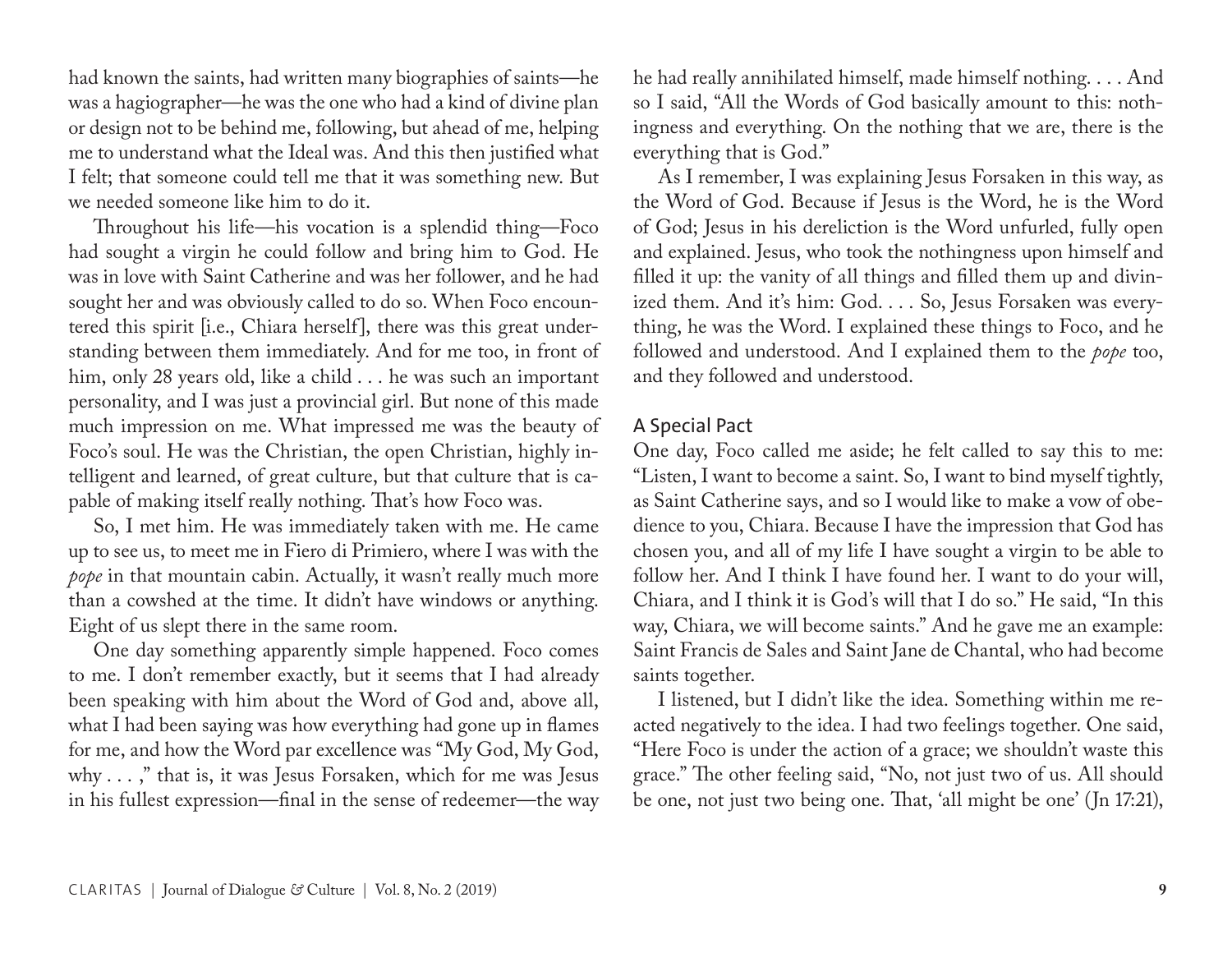had known the saints, had written many biographies of saints—he was a hagiographer—he was the one who had a kind of divine plan or design not to be behind me, following, but ahead of me, helping me to understand what the Ideal was. And this then justified what I felt; that someone could tell me that it was something new. But we needed someone like him to do it.

Throughout his life—his vocation is a splendid thing—Foco had sought a virgin he could follow and bring him to God. He was in love with Saint Catherine and was her follower, and he had sought her and was obviously called to do so. When Foco encountered this spirit [i.e., Chiara herself], there was this great understanding between them immediately. And for me too, in front of him, only 28 years old, like a child . . . he was such an important personality, and I was just a provincial girl. But none of this made much impression on me. What impressed me was the beauty of Foco's soul. He was the Christian, the open Christian, highly intelligent and learned, of great culture, but that culture that is capable of making itself really nothing. That's how Foco was.

So, I met him. He was immediately taken with me. He came up to see us, to meet me in Fiero di Primiero, where I was with the *pope* in that mountain cabin. Actually, it wasn't really much more than a cowshed at the time. It didn't have windows or anything. Eight of us slept there in the same room.

One day something apparently simple happened. Foco comes to me. I don't remember exactly, but it seems that I had already been speaking with him about the Word of God and, above all, what I had been saying was how everything had gone up in flames for me, and how the Word par excellence was "My God, My God, why . . . ," that is, it was Jesus Forsaken, which for me was Jesus in his fullest expression—final in the sense of redeemer—the way he had really annihilated himself, made himself nothing. . . . And so I said, "All the Words of God basically amount to this: nothingness and everything. On the nothing that we are, there is the everything that is God."

As I remember, I was explaining Jesus Forsaken in this way, as the Word of God. Because if Jesus is the Word, he is the Word of God; Jesus in his dereliction is the Word unfurled, fully open and explained. Jesus, who took the nothingness upon himself and filled it up: the vanity of all things and filled them up and divinized them. And it's him: God. . . . So, Jesus Forsaken was everything, he was the Word. I explained these things to Foco, and he followed and understood. And I explained them to the *pope* too, and they followed and understood.

## A Special Pact

One day, Foco called me aside; he felt called to say this to me: "Listen, I want to become a saint. So, I want to bind myself tightly, as Saint Catherine says, and so I would like to make a vow of obedience to you, Chiara. Because I have the impression that God has chosen you, and all of my life I have sought a virgin to be able to follow her. And I think I have found her. I want to do your will, Chiara, and I think it is God's will that I do so." He said, "In this way, Chiara, we will become saints." And he gave me an example: Saint Francis de Sales and Saint Jane de Chantal, who had become saints together.

I listened, but I didn't like the idea. Something within me reacted negatively to the idea. I had two feelings together. One said, "Here Foco is under the action of a grace; we shouldn't waste this grace." The other feeling said, "No, not just two of us. All should be one, not just two being one. That, 'all might be one' (Jn 17:21),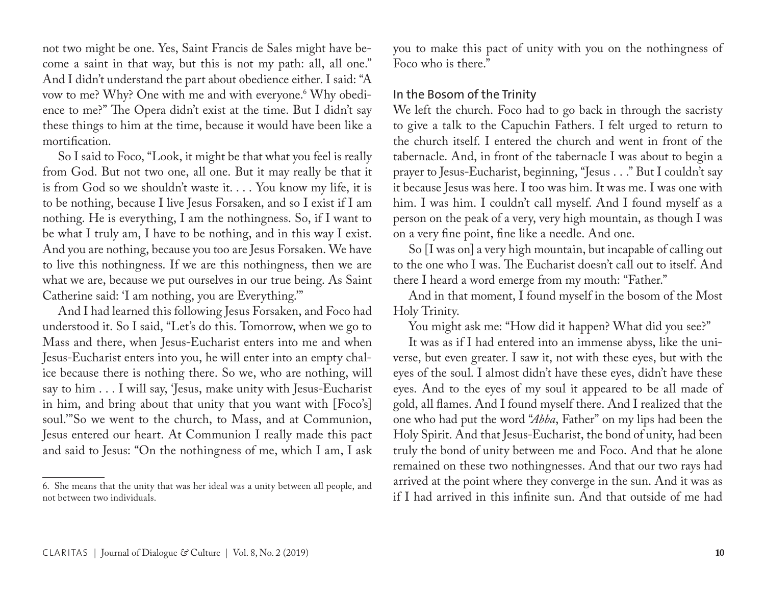not two might be one. Yes, Saint Francis de Sales might have become a saint in that way, but this is not my path: all, all one." And I didn't understand the part about obedience either. I said: "A vow to me? Why? One with me and with everyone.[6] Why obedience to me?" The Opera didn't exist at the time. But I didn't say these things to him at the time, because it would have been like a mortification.

So I said to Foco, "Look, it might be that what you feel is really from God. But not two one, all one. But it may really be that it is from God so we shouldn't waste it. . . . You know my life, it is to be nothing, because I live Jesus Forsaken, and so I exist if I am nothing. He is everything, I am the nothingness. So, if I want to be what I truly am, I have to be nothing, and in this way I exist. And you are nothing, because you too are Jesus Forsaken. We have to live this nothingness. If we are this nothingness, then we are what we are, because we put ourselves in our true being. As Saint Catherine said: 'I am nothing, you are Everything.'"

And I had learned this following Jesus Forsaken, and Foco had understood it. So I said, "Let's do this. Tomorrow, when we go to Mass and there, when Jesus-Eucharist enters into me and when Jesus-Eucharist enters into you, he will enter into an empty chalice because there is nothing there. So we, who are nothing, will say to him . . . I will say, 'Jesus, make unity with Jesus-Eucharist in him, and bring about that unity that you want with [Foco's] soul.'"So we went to the church, to Mass, and at Communion, Jesus entered our heart. At Communion I really made this pact and said to Jesus: "On the nothingness of me, which I am, I ask you to make this pact of unity with you on the nothingness of Foco who is there."

### In the Bosom of the Trinity

We left the church. Foco had to go back in through the sacristy to give a talk to the Capuchin Fathers. I felt urged to return to the church itself. I entered the church and went in front of the tabernacle. And, in front of the tabernacle I was about to begin a prayer to Jesus-Eucharist, beginning, "Jesus . . ." But I couldn't say it because Jesus was here. I too was him. It was me. I was one with him. I was him. I couldn't call myself. And I found myself as a person on the peak of a very, very high mountain, as though I was on a very fine point, fine like a needle. And one.

So [I was on] a very high mountain, but incapable of calling out to the one who I was. The Eucharist doesn't call out to itself. And there I heard a word emerge from my mouth: "Father."

And in that moment, I found myself in the bosom of the Most Holy Trinity.

You might ask me: "How did it happen? What did you see?"

It was as if I had entered into an immense abyss, like the universe, but even greater. I saw it, not with these eyes, but with the eyes of the soul. I almost didn't have these eyes, didn't have these eyes. And to the eyes of my soul it appeared to be all made of gold, all flames. And I found myself there. And I realized that the one who had put the word "*Abba*, Father" on my lips had been the Holy Spirit. And that Jesus-Eucharist, the bond of unity, had been truly the bond of unity between me and Foco. And that he alone remained on these two nothingnesses. And that our two rays had arrived at the point where they converge in the sun. And it was as if I had arrived in this infinite sun. And that outside of me had

---

6. She means that the unity that was her ideal was a unity between all people, and not between two individuals.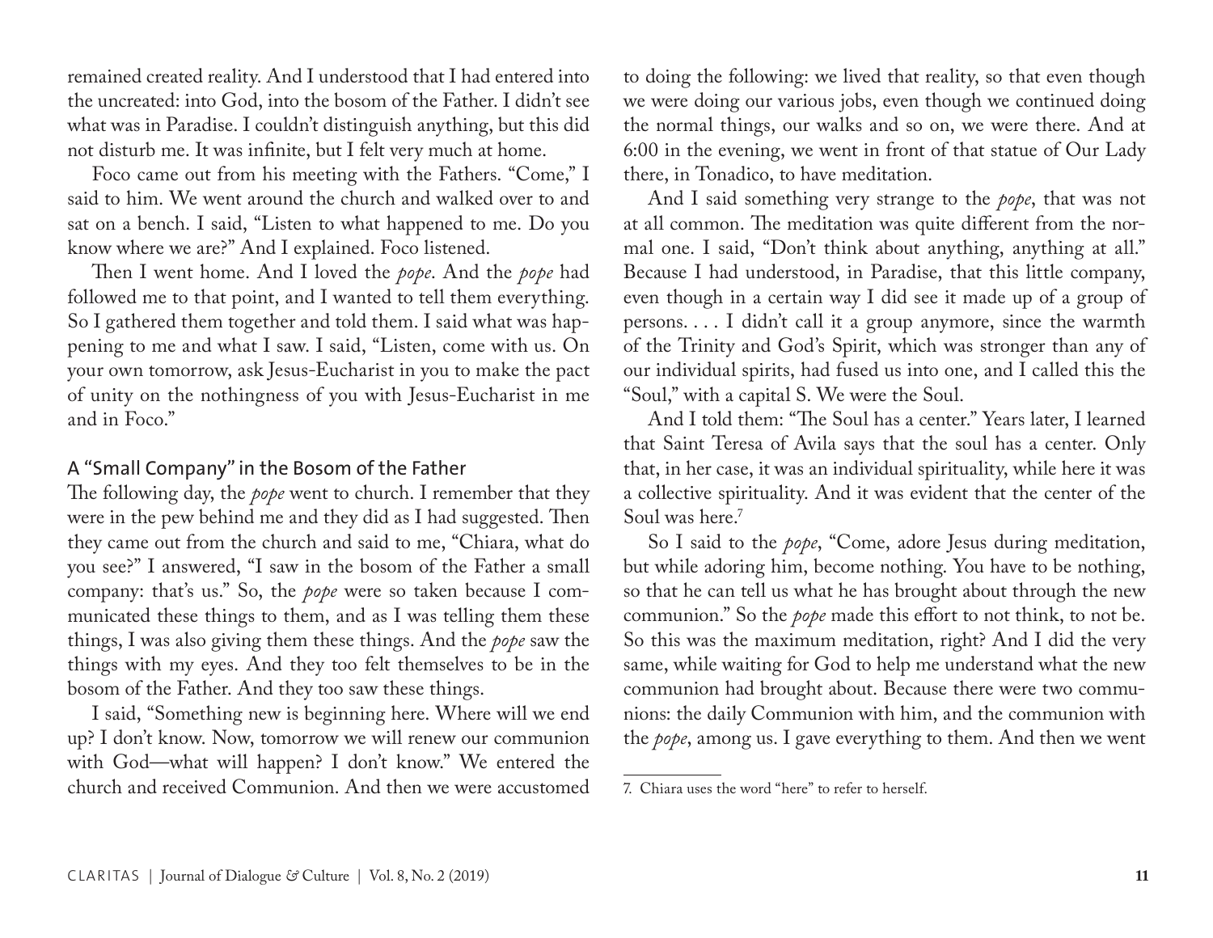remained created reality. And I understood that I had entered into the uncreated: into God, into the bosom of the Father. I didn't see what was in Paradise. I couldn't distinguish anything, but this did not disturb me. It was infinite, but I felt very much at home.

Foco came out from his meeting with the Fathers. "Come," I said to him. We went around the church and walked over to and sat on a bench. I said, "Listen to what happened to me. Do you know where we are?" And I explained. Foco listened.

Then I went home. And I loved the *pope*. And the *pope* had followed me to that point, and I wanted to tell them everything. So I gathered them together and told them. I said what was happening to me and what I saw. I said, "Listen, come with us. On your own tomorrow, ask Jesus-Eucharist in you to make the pact of unity on the nothingness of you with Jesus-Eucharist in me and in Foco."

### A "Small Company" in the Bosom of the Father

The following day, the *pope* went to church. I remember that they were in the pew behind me and they did as I had suggested. Then they came out from the church and said to me, "Chiara, what do you see?" I answered, "I saw in the bosom of the Father a small company: that's us." So, the *pope* were so taken because I communicated these things to them, and as I was telling them these things, I was also giving them these things. And the *pope* saw the things with my eyes. And they too felt themselves to be in the bosom of the Father. And they too saw these things.

I said, "Something new is beginning here. Where will we end up? I don't know. Now, tomorrow we will renew our communion with God—what will happen? I don't know." We entered the church and received Communion. And then we were accustomed to doing the following: we lived that reality, so that even though we were doing our various jobs, even though we continued doing the normal things, our walks and so on, we were there. And at 6:00 in the evening, we went in front of that statue of Our Lady there, in Tonadico, to have meditation.

And I said something very strange to the *pope*, that was not at all common. The meditation was quite different from the normal one. I said, "Don't think about anything, anything at all." Because I had understood, in Paradise, that this little company, even though in a certain way I did see it made up of a group of persons. . . . I didn't call it a group anymore, since the warmth of the Trinity and God's Spirit, which was stronger than any of our individual spirits, had fused us into one, and I called this the "Soul," with a capital S. We were the Soul.

And I told them: "The Soul has a center." Years later, I learned that Saint Teresa of Avila says that the soul has a center. Only that, in her case, it was an individual spirituality, while here it was a collective spirituality. And it was evident that the center of the Soul was here.[7]

So I said to the *pope*, "Come, adore Jesus during meditation, but while adoring him, become nothing. You have to be nothing, so that he can tell us what he has brought about through the new communion." So the *pope* made this effort to not think, to not be. So this was the maximum meditation, right? And I did the very same, while waiting for God to help me understand what the new communion had brought about. Because there were two communions: the daily Communion with him, and the communion with the *pope*, among us. I gave everything to them. And then we went

7. Chiara uses the word "here" to refer to herself.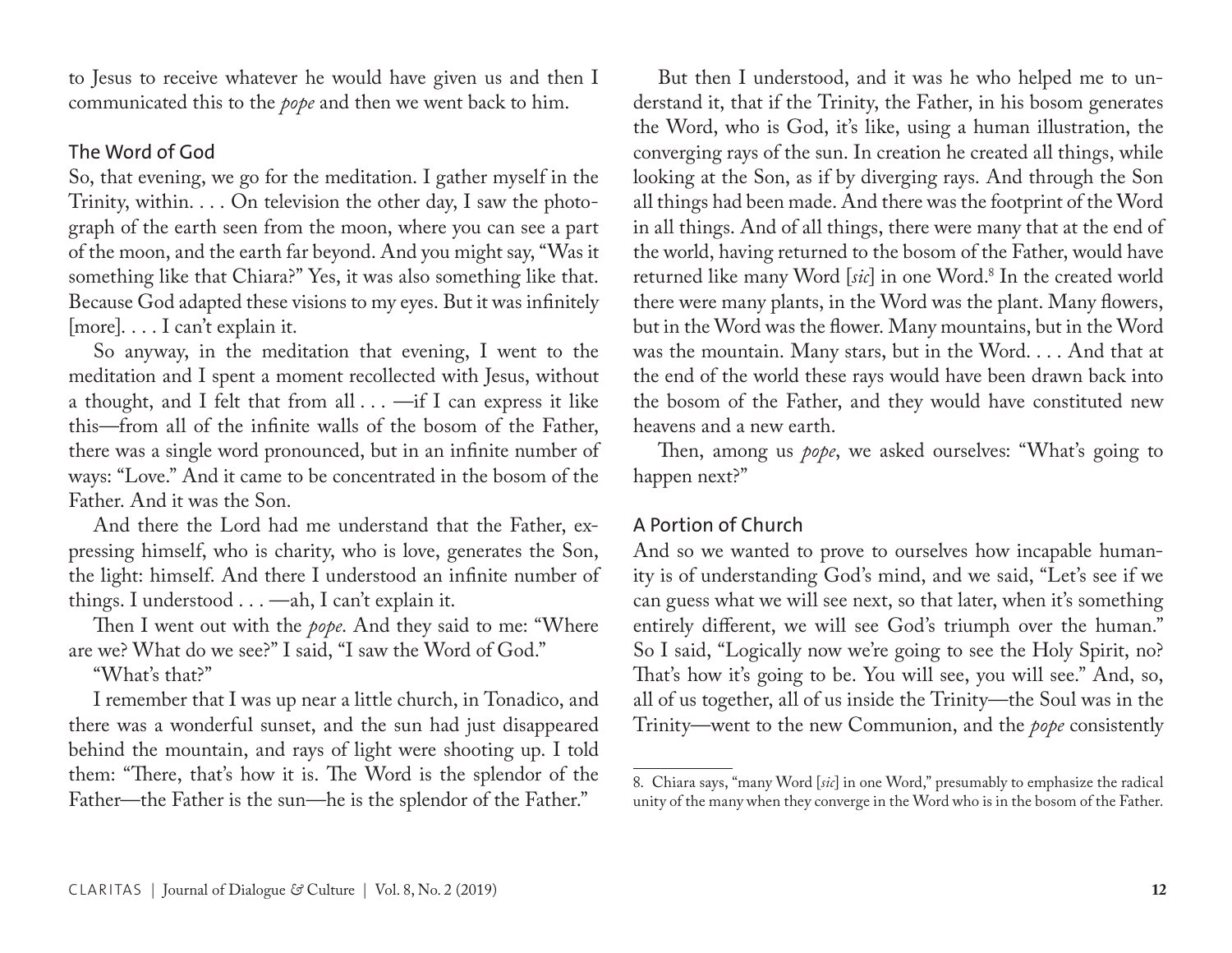to Jesus to receive whatever he would have given us and then I communicated this to the *pope* and then we went back to him.

## The Word of God

So, that evening, we go for the meditation. I gather myself in the Trinity, within. . . . On television the other day, I saw the photograph of the earth seen from the moon, where you can see a part of the moon, and the earth far beyond. And you might say, "Was it something like that Chiara?" Yes, it was also something like that. Because God adapted these visions to my eyes. But it was infinitely [more]. . . . I can't explain it.

So anyway, in the meditation that evening, I went to the meditation and I spent a moment recollected with Jesus, without a thought, and I felt that from all . . . —if I can express it like this—from all of the infinite walls of the bosom of the Father, there was a single word pronounced, but in an infinite number of ways: "Love." And it came to be concentrated in the bosom of the Father. And it was the Son.

And there the Lord had me understand that the Father, expressing himself, who is charity, who is love, generates the Son, the light: himself. And there I understood an infinite number of things. I understood . . . —ah, I can't explain it.

Then I went out with the *pope*. And they said to me: "Where are we? What do we see?" I said, "I saw the Word of God."

"What's that?"

I remember that I was up near a little church, in Tonadico, and there was a wonderful sunset, and the sun had just disappeared behind the mountain, and rays of light were shooting up. I told them: "There, that's how it is. The Word is the splendor of the Father—the Father is the sun—he is the splendor of the Father."

But then I understood, and it was he who helped me to understand it, that if the Trinity, the Father, in his bosom generates the Word, who is God, it's like, using a human illustration, the converging rays of the sun. In creation he created all things, while looking at the Son, as if by diverging rays. And through the Son all things had been made. And there was the footprint of the Word in all things. And of all things, there were many that at the end of the world, having returned to the bosom of the Father, would have returned like many Word [*sic*] in one Word.[8] In the created world there were many plants, in the Word was the plant. Many flowers, but in the Word was the flower. Many mountains, but in the Word was the mountain. Many stars, but in the Word. . . . And that at the end of the world these rays would have been drawn back into the bosom of the Father, and they would have constituted new heavens and a new earth.

Then, among us *pope*, we asked ourselves: "What's going to happen next?"

## A Portion of Church

And so we wanted to prove to ourselves how incapable humanity is of understanding God's mind, and we said, "Let's see if we can guess what we will see next, so that later, when it's something entirely different, we will see God's triumph over the human." So I said, "Logically now we're going to see the Holy Spirit, no? That's how it's going to be. You will see, you will see." And, so, all of us together, all of us inside the Trinity—the Soul was in the Trinity—went to the new Communion, and the *pope* consistently

---

8. Chiara says, "many Word [*sic*] in one Word," presumably to emphasize the radical unity of the many when they converge in the Word who is in the bosom of the Father.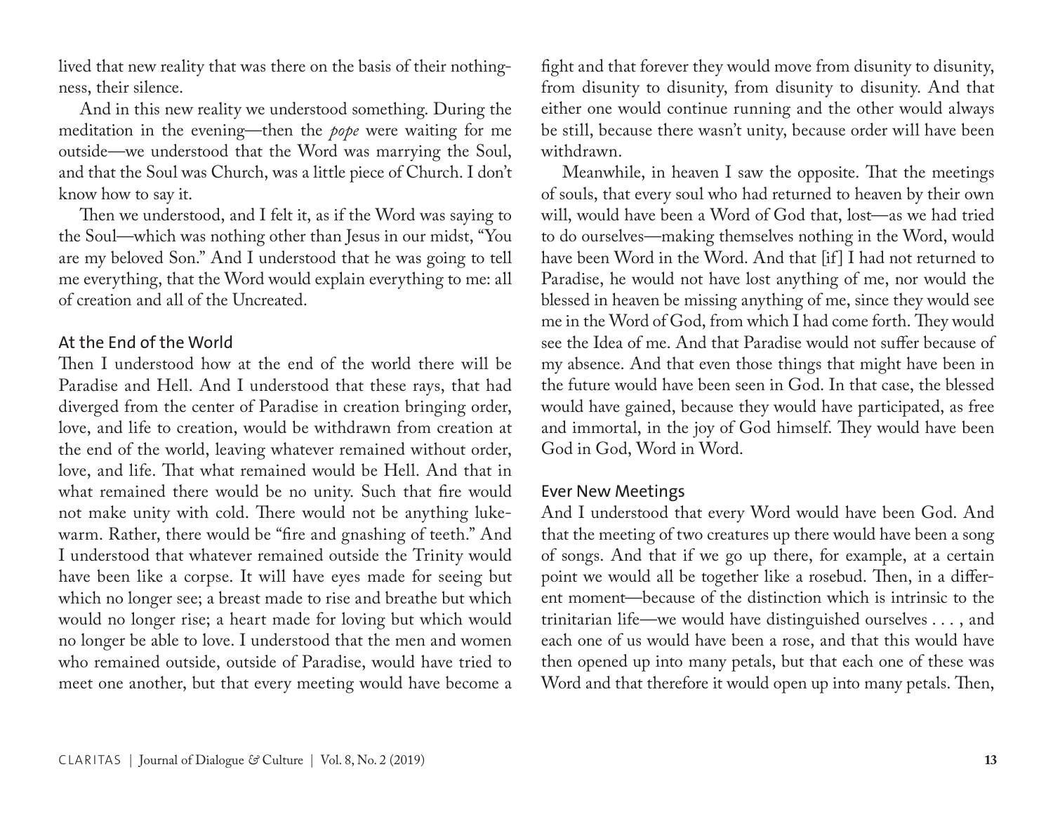lived that new reality that was there on the basis of their nothingness, their silence.

And in this new reality we understood something. During the meditation in the evening—then the *pope* were waiting for me outside—we understood that the Word was marrying the Soul, and that the Soul was Church, was a little piece of Church. I don't know how to say it.

Then we understood, and I felt it, as if the Word was saying to the Soul—which was nothing other than Jesus in our midst, "You are my beloved Son." And I understood that he was going to tell me everything, that the Word would explain everything to me: all of creation and all of the Uncreated.

### At the End of the World

Then I understood how at the end of the world there will be Paradise and Hell. And I understood that these rays, that had diverged from the center of Paradise in creation bringing order, love, and life to creation, would be withdrawn from creation at the end of the world, leaving whatever remained without order, love, and life. That what remained would be Hell. And that in what remained there would be no unity. Such that fire would not make unity with cold. There would not be anything lukewarm. Rather, there would be "fire and gnashing of teeth." And I understood that whatever remained outside the Trinity would have been like a corpse. It will have eyes made for seeing but which no longer see; a breast made to rise and breathe but which would no longer rise; a heart made for loving but which would no longer be able to love. I understood that the men and women who remained outside, outside of Paradise, would have tried to meet one another, but that every meeting would have become a fight and that forever they would move from disunity to disunity, from disunity to disunity, from disunity to disunity. And that either one would continue running and the other would always be still, because there wasn't unity, because order will have been withdrawn.

Meanwhile, in heaven I saw the opposite. That the meetings of souls, that every soul who had returned to heaven by their own will, would have been a Word of God that, lost—as we had tried to do ourselves—making themselves nothing in the Word, would have been Word in the Word. And that [if] I had not returned to Paradise, he would not have lost anything of me, nor would the blessed in heaven be missing anything of me, since they would see me in the Word of God, from which I had come forth. They would see the Idea of me. And that Paradise would not suffer because of my absence. And that even those things that might have been in the future would have been seen in God. In that case, the blessed would have gained, because they would have participated, as free and immortal, in the joy of God himself. They would have been God in God, Word in Word.

### Ever New Meetings

And I understood that every Word would have been God. And that the meeting of two creatures up there would have been a song of songs. And that if we go up there, for example, at a certain point we would all be together like a rosebud. Then, in a different moment—because of the distinction which is intrinsic to the trinitarian life—we would have distinguished ourselves . . . , and each one of us would have been a rose, and that this would have then opened up into many petals, but that each one of these was Word and that therefore it would open up into many petals. Then,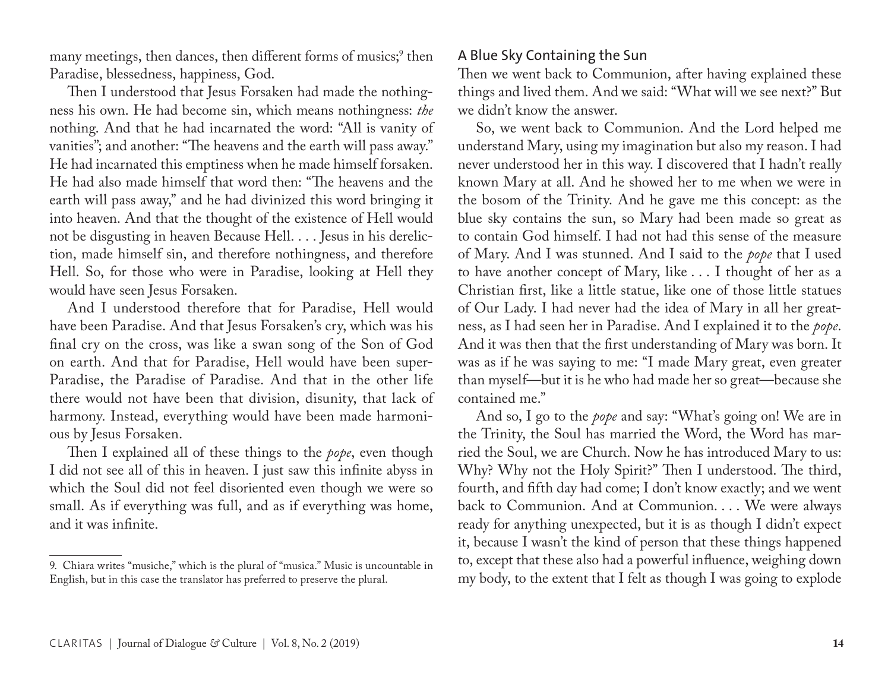many meetings, then dances, then different forms of musics;[9] then Paradise, blessedness, happiness, God.

Then I understood that Jesus Forsaken had made the nothingness his own. He had become sin, which means nothingness: *the* nothing. And that he had incarnated the word: "All is vanity of vanities"; and another: "The heavens and the earth will pass away." He had incarnated this emptiness when he made himself forsaken. He had also made himself that word then: "The heavens and the earth will pass away," and he had divinized this word bringing it into heaven. And that the thought of the existence of Hell would not be disgusting in heaven Because Hell. . . . Jesus in his dereliction, made himself sin, and therefore nothingness, and therefore Hell. So, for those who were in Paradise, looking at Hell they would have seen Jesus Forsaken.

And I understood therefore that for Paradise, Hell would have been Paradise. And that Jesus Forsaken's cry, which was his final cry on the cross, was like a swan song of the Son of God on earth. And that for Paradise, Hell would have been super-Paradise, the Paradise of Paradise. And that in the other life there would not have been that division, disunity, that lack of harmony. Instead, everything would have been made harmonious by Jesus Forsaken.

Then I explained all of these things to the *pope*, even though I did not see all of this in heaven. I just saw this infinite abyss in which the Soul did not feel disoriented even though we were so small. As if everything was full, and as if everything was home, and it was infinite.

### A Blue Sky Containing the Sun

Then we went back to Communion, after having explained these things and lived them. And we said: "What will we see next?" But we didn't know the answer.

So, we went back to Communion. And the Lord helped me understand Mary, using my imagination but also my reason. I had never understood her in this way. I discovered that I hadn't really known Mary at all. And he showed her to me when we were in the bosom of the Trinity. And he gave me this concept: as the blue sky contains the sun, so Mary had been made so great as to contain God himself. I had not had this sense of the measure of Mary. And I was stunned. And I said to the *pope* that I used to have another concept of Mary, like . . . I thought of her as a Christian first, like a little statue, like one of those little statues of Our Lady. I had never had the idea of Mary in all her greatness, as I had seen her in Paradise. And I explained it to the *pope*. And it was then that the first understanding of Mary was born. It was as if he was saying to me: "I made Mary great, even greater than myself—but it is he who had made her so great—because she contained me."

And so, I go to the *pope* and say: "What's going on! We are in the Trinity, the Soul has married the Word, the Word has married the Soul, we are Church. Now he has introduced Mary to us: Why? Why not the Holy Spirit?" Then I understood. The third, fourth, and fifth day had come; I don't know exactly; and we went back to Communion. And at Communion. . . . We were always ready for anything unexpected, but it is as though I didn't expect it, because I wasn't the kind of person that these things happened to, except that these also had a powerful influence, weighing down my body, to the extent that I felt as though I was going to explode

---

9. Chiara writes "musiche," which is the plural of "musica." Music is uncountable in English, but in this case the translator has preferred to preserve the plural.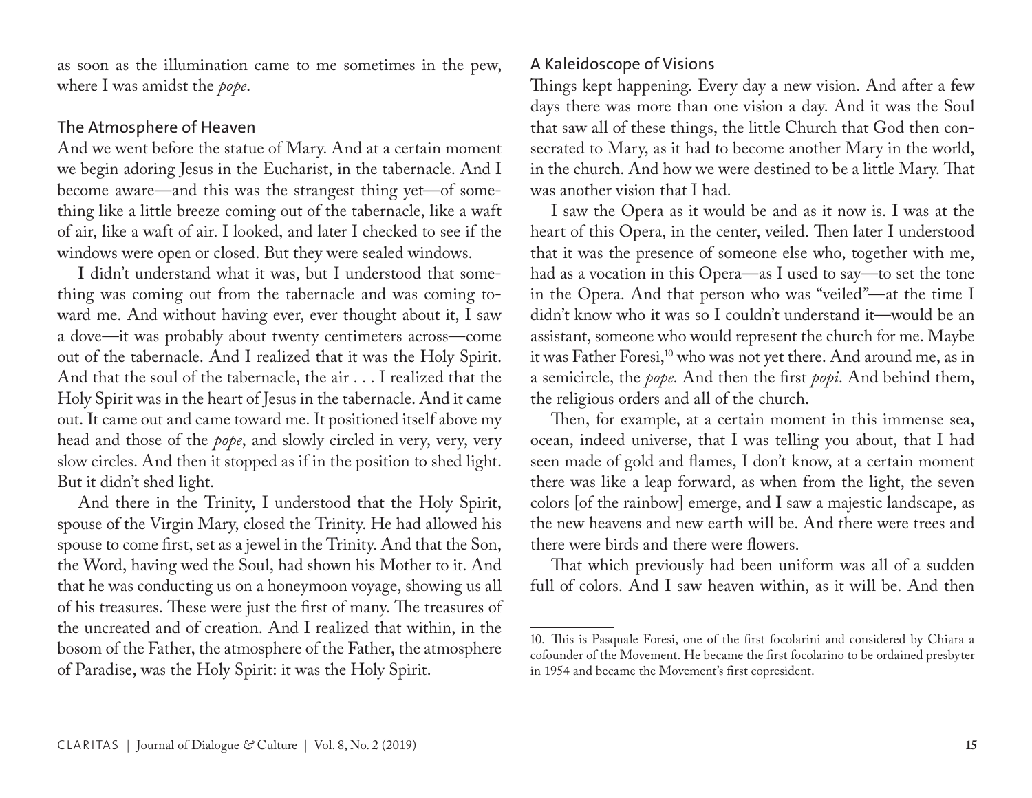as soon as the illumination came to me sometimes in the pew, where I was amidst the *pope*.

### The Atmosphere of Heaven

And we went before the statue of Mary. And at a certain moment we begin adoring Jesus in the Eucharist, in the tabernacle. And I become aware—and this was the strangest thing yet—of something like a little breeze coming out of the tabernacle, like a waft of air, like a waft of air. I looked, and later I checked to see if the windows were open or closed. But they were sealed windows.

I didn't understand what it was, but I understood that something was coming out from the tabernacle and was coming toward me. And without having ever, ever thought about it, I saw a dove—it was probably about twenty centimeters across—come out of the tabernacle. And I realized that it was the Holy Spirit. And that the soul of the tabernacle, the air . . . I realized that the Holy Spirit was in the heart of Jesus in the tabernacle. And it came out. It came out and came toward me. It positioned itself above my head and those of the *pope*, and slowly circled in very, very, very slow circles. And then it stopped as if in the position to shed light. But it didn't shed light.

And there in the Trinity, I understood that the Holy Spirit, spouse of the Virgin Mary, closed the Trinity. He had allowed his spouse to come first, set as a jewel in the Trinity. And that the Son, the Word, having wed the Soul, had shown his Mother to it. And that he was conducting us on a honeymoon voyage, showing us all of his treasures. These were just the first of many. The treasures of the uncreated and of creation. And I realized that within, in the bosom of the Father, the atmosphere of the Father, the atmosphere of Paradise, was the Holy Spirit: it was the Holy Spirit.

### A Kaleidoscope of Visions

Things kept happening. Every day a new vision. And after a few days there was more than one vision a day. And it was the Soul that saw all of these things, the little Church that God then consecrated to Mary, as it had to become another Mary in the world, in the church. And how we were destined to be a little Mary. That was another vision that I had.

I saw the Opera as it would be and as it now is. I was at the heart of this Opera, in the center, veiled. Then later I understood that it was the presence of someone else who, together with me, had as a vocation in this Opera—as I used to say—to set the tone in the Opera. And that person who was "veiled"—at the time I didn't know who it was so I couldn't understand it—would be an assistant, someone who would represent the church for me. Maybe it was Father Foresi,[10] who was not yet there. And around me, as in a semicircle, the *pope*. And then the first *popi*. And behind them, the religious orders and all of the church.

Then, for example, at a certain moment in this immense sea, ocean, indeed universe, that I was telling you about, that I had seen made of gold and flames, I don't know, at a certain moment there was like a leap forward, as when from the light, the seven colors [of the rainbow] emerge, and I saw a majestic landscape, as the new heavens and new earth will be. And there were trees and there were birds and there were flowers.

That which previously had been uniform was all of a sudden full of colors. And I saw heaven within, as it will be. And then

---

10. This is Pasquale Foresi, one of the first focolarini and considered by Chiara a cofounder of the Movement. He became the first focolarino to be ordained presbyter in 1954 and became the Movement's first copresident.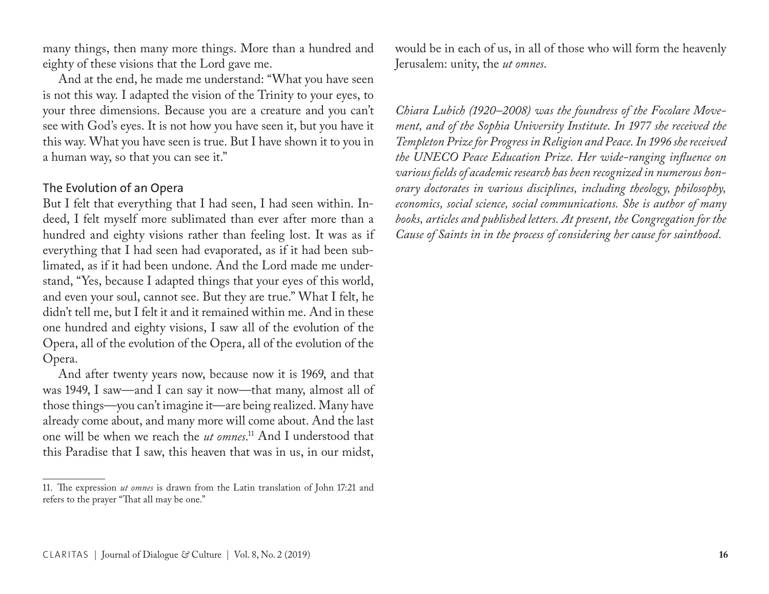many things, then many more things. More than a hundred and eighty of these visions that the Lord gave me.

And at the end, he made me understand: "What you have seen is not this way. I adapted the vision of the Trinity to your eyes, to your three dimensions. Because you are a creature and you can't see with God's eyes. It is not how you have seen it, but you have it this way. What you have seen is true. But I have shown it to you in a human way, so that you can see it."

### The Evolution of an Opera

But I felt that everything that I had seen, I had seen within. Indeed, I felt myself more sublimated than ever after more than a hundred and eighty visions rather than feeling lost. It was as if everything that I had seen had evaporated, as if it had been sublimated, as if it had been undone. And the Lord made me understand, "Yes, because I adapted things that your eyes of this world, and even your soul, cannot see. But they are true." What I felt, he didn't tell me, but I felt it and it remained within me. And in these one hundred and eighty visions, I saw all of the evolution of the Opera, all of the evolution of the Opera, all of the evolution of the Opera.

And after twenty years now, because now it is 1969, and that was 1949, I saw—and I can say it now—that many, almost all of those things—you can't imagine it—are being realized. Many have already come about, and many more will come about. And the last one will be when we reach the *ut omnes*.[11] And I understood that this Paradise that I saw, this heaven that was in us, in our midst, would be in each of us, in all of those who will form the heavenly Jerusalem: unity, the *ut omnes*.

*Chiara Lubich (1920–2008) was the foundress of the Focolare Movement, and of the Sophia University Institute. In 1977 she received the Templeton Prize for Progress in Religion and Peace. In 1996 she received the UNECO Peace Education Prize. Her wide-ranging influence on various fields of academic research has been recognized in numerous honorary doctorates in various disciplines, including theology, philosophy, economics, social science, social communications. She is author of many books, articles and published letters. At present, the Congregation for the Cause of Saints in in the process of considering her cause for sainthood.*

---

11. The expression *ut omnes* is drawn from the Latin translation of John 17:21 and refers to the prayer "That all may be one."